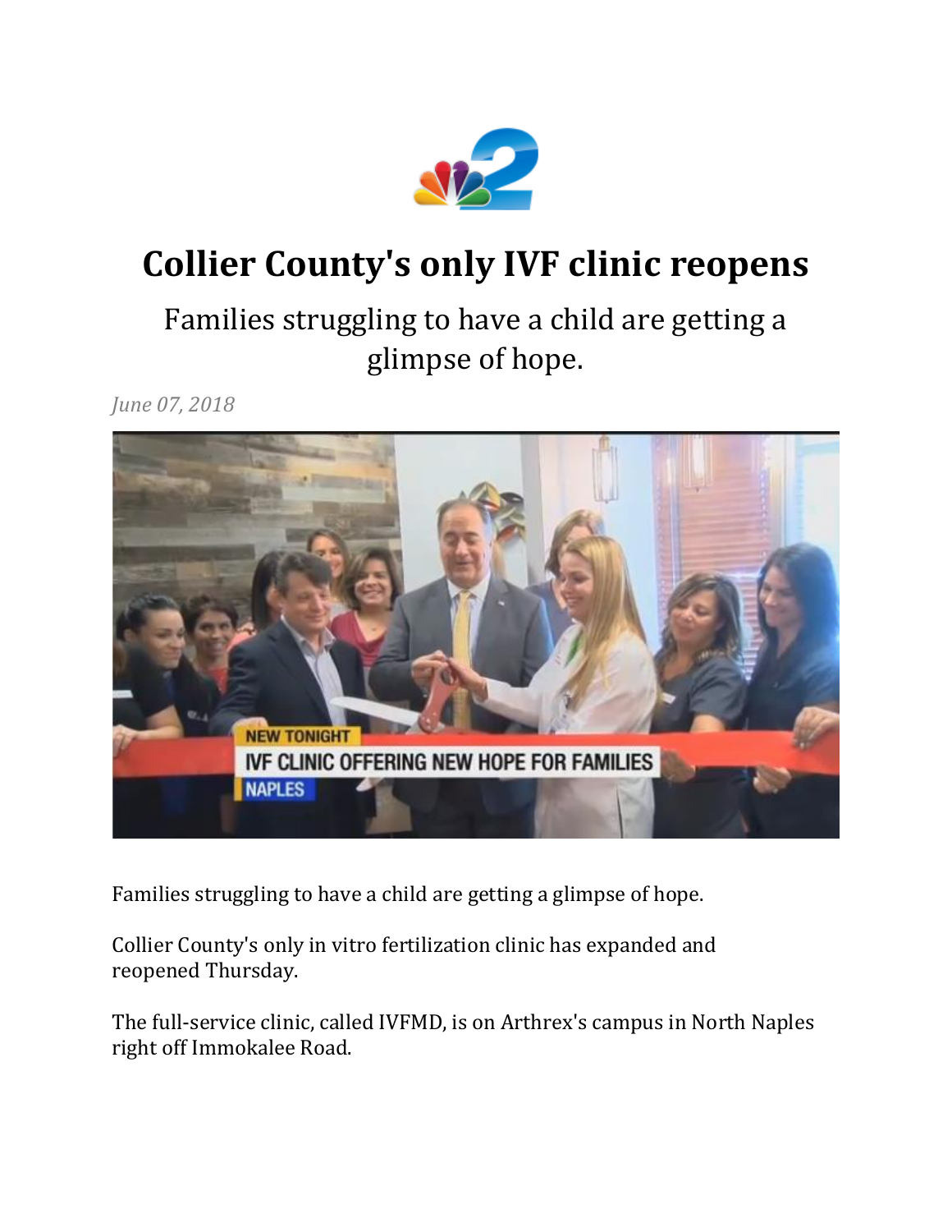# Collier County's only IVF clinic reopens

## Families struggling to have a child are getting a glimpse of hope.

*June 07, 2018*

Families struggling to have a child are getting a glimpse of hope.

Collier County's only in vitro fertilization clinic has expanded and reopened Thursday.

The full-service clinic, called IVFMD, is on Arthrex's campus in North Naples right off Immokalee Road.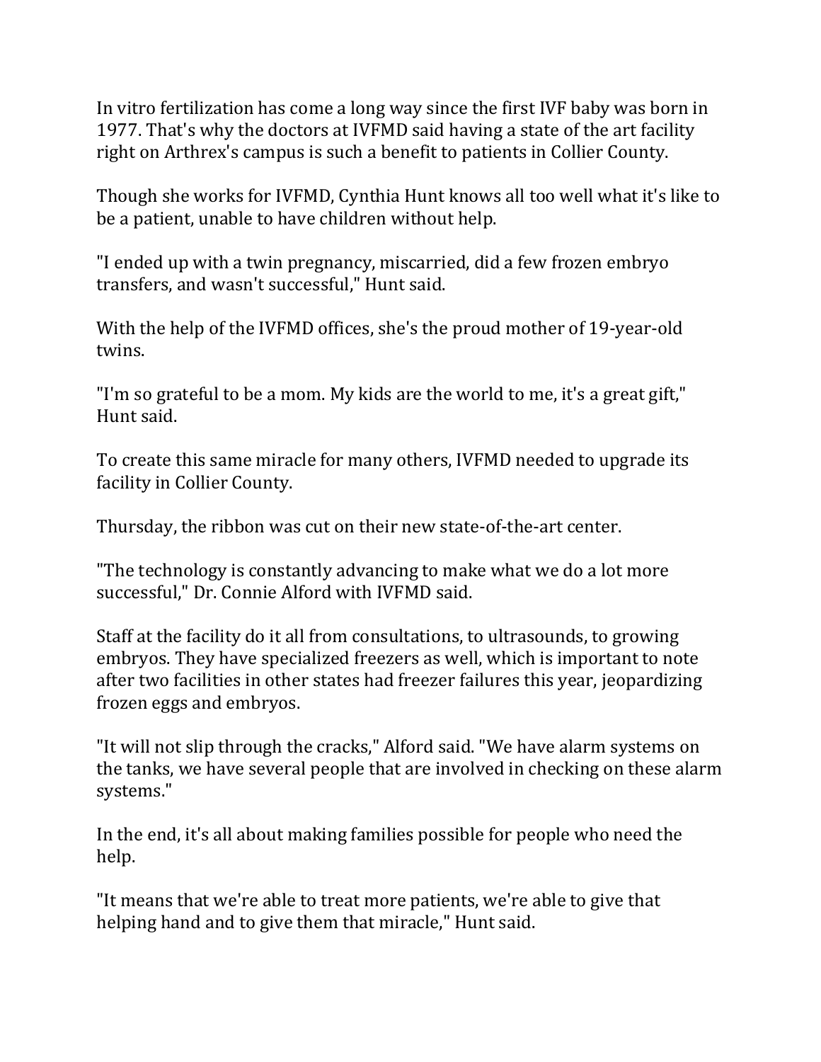In vitro fertilization has come a long way since the first IVF baby was born in 1977. That's why the doctors at IVFMD said having a state of the art facility right on Arthrex's campus is such a benefit to patients in Collier County.

Though she works for IVFMD, Cynthia Hunt knows all too well what it's like to be a patient, unable to have children without help.

"I ended up with a twin pregnancy, miscarried, did a few frozen embryo transfers, and wasn't successful," Hunt said.

With the help of the IVFMD offices, she's the proud mother of 19-year-old twins.

"I'm so grateful to be a mom. My kids are the world to me, it's a great gift," Hunt said.

To create this same miracle for many others, IVFMD needed to upgrade its facility in Collier County.

Thursday, the ribbon was cut on their new state-of-the-art center.

"The technology is constantly advancing to make what we do a lot more successful," Dr. Connie Alford with IVFMD said.

Staff at the facility do it all from consultations, to ultrasounds, to growing embryos. They have specialized freezers as well, which is important to note after two facilities in other states had freezer failures this year, jeopardizing frozen eggs and embryos.

"It will not slip through the cracks," Alford said. "We have alarm systems on the tanks, we have several people that are involved in checking on these alarm systems."

In the end, it's all about making families possible for people who need the help.

"It means that we're able to treat more patients, we're able to give that helping hand and to give them that miracle," Hunt said.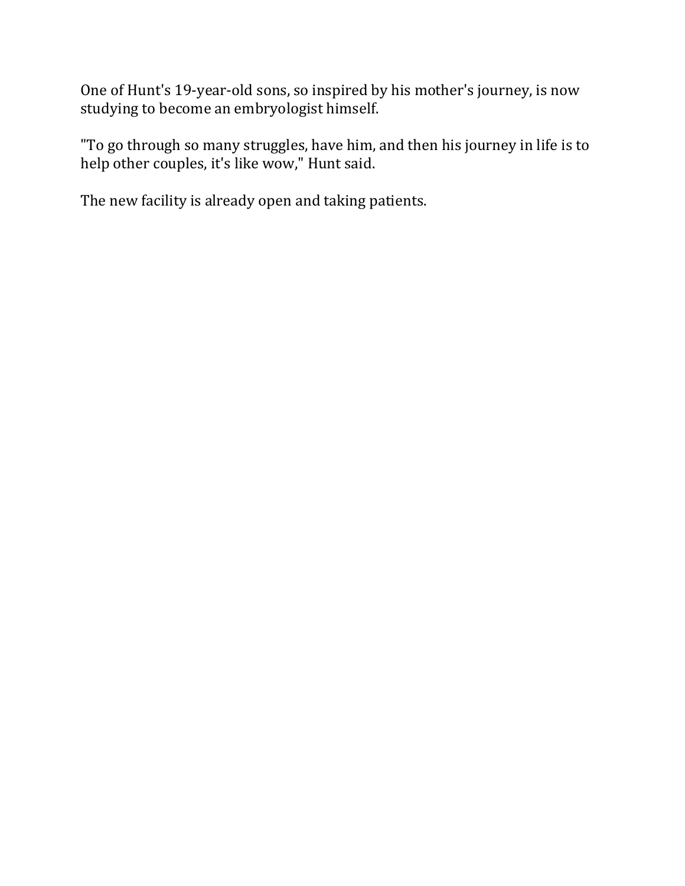One of Hunt's 19-year-old sons, so inspired by his mother's journey, is now studying to become an embryologist himself.

"To go through so many struggles, have him, and then his journey in life is to help other couples, it's like wow," Hunt said.

The new facility is already open and taking patients.